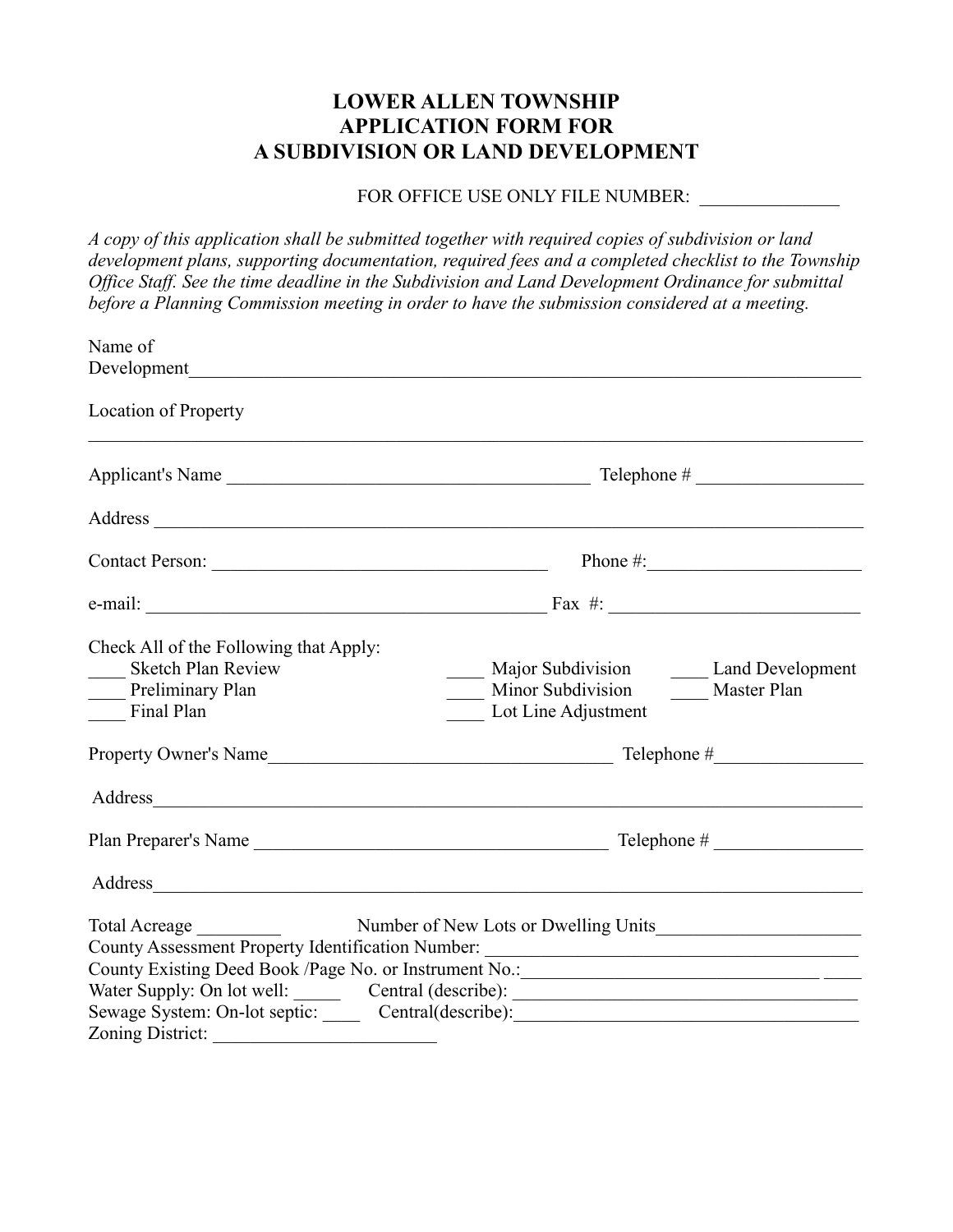# LOWER ALLEN TOWNSHIP
# APPLICATION FORM FOR
# A SUBDIVISION OR LAND DEVELOPMENT

FOR OFFICE USE ONLY FILE NUMBER: _______________

*A copy of this application shall be submitted together with required copies of subdivision or land development plans, supporting documentation, required fees and a completed checklist to the Township Office Staff. See the time deadline in the Subdivision and Land Development Ordinance for submittal before a Planning Commission meeting in order to have the submission considered at a meeting.*

Name of Development_______________________________________________________________________

Location of Property

_______________________________________________________________________________________

Applicant's Name ________________________________________ Telephone # __________________

Address ________________________________________________________________________________

Contact Person: ____________________________________ Phone #:_______________________

e-mail: ____________________________________________ Fax #: __________________________

Check All of the Following that Apply:

____ Sketch Plan Review
____ Preliminary Plan
____ Final Plan
____ Major Subdivision
____ Minor Subdivision
____ Lot Line Adjustment
____ Land Development
____ Master Plan

Property Owner's Name_____________________________________ Telephone #________________

Address_________________________________________________________________________________

Plan Preparer's Name _______________________________________ Telephone # ________________

Address_________________________________________________________________________________

Total Acreage _________ Number of New Lots or Dwelling Units_____________________

County Assessment Property Identification Number: ________________________________________

County Existing Deed Book /Page No. or Instrument No.:________________________________ ____

Water Supply: On lot well: _____ Central (describe): ____________________________________

Sewage System: On-lot septic: ____ Central(describe):____________________________________

Zoning District: ________________________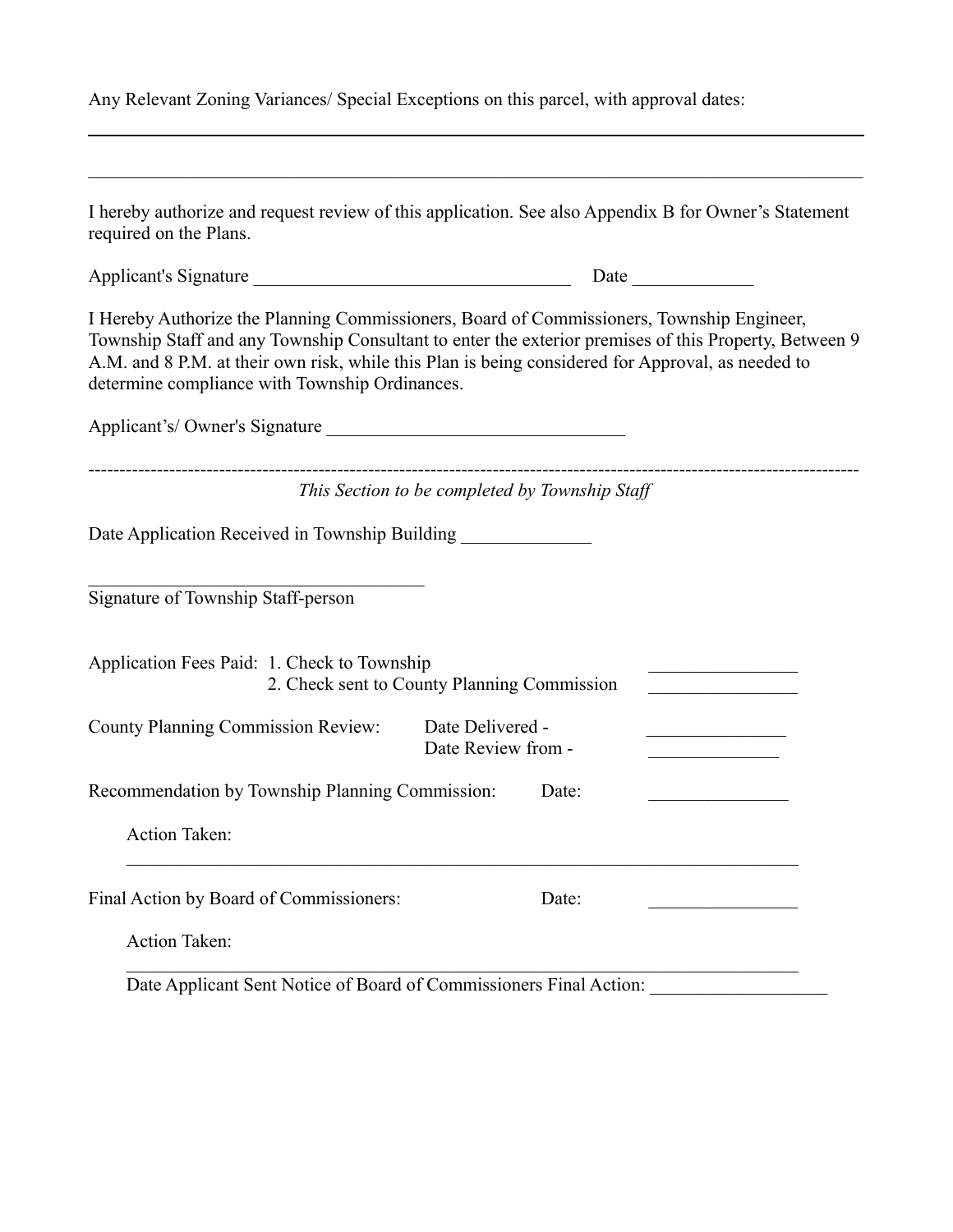Any Relevant Zoning Variances/ Special Exceptions on this parcel, with approval dates:

_______________________________________________________________________________

_______________________________________________________________________________

I hereby authorize and request review of this application. See also Appendix B for Owner's Statement required on the Plans.

Applicant's Signature ___________________________________ Date _____________

I Hereby Authorize the Planning Commissioners, Board of Commissioners, Township Engineer, Township Staff and any Township Consultant to enter the exterior premises of this Property, Between 9 A.M. and 8 P.M. at their own risk, while this Plan is being considered for Approval, as needed to determine compliance with Township Ordinances.

Applicant's/ Owner's Signature _________________________________

---

*This Section to be completed by Township Staff*

Date Application Received in Township Building ______________

_____________________________________
Signature of Township Staff-person

Application Fees Paid: 1. Check to Township ________________
2. Check sent to County Planning Commission ________________

County Planning Commission Review: Date Delivered - _______________
Date Review from - ______________

Recommendation by Township Planning Commission: Date: _______________

Action Taken:

_________________________________________________________________________

Final Action by Board of Commissioners: Date: ________________

Action Taken:

_________________________________________________________________________

Date Applicant Sent Notice of Board of Commissioners Final Action: ___________________